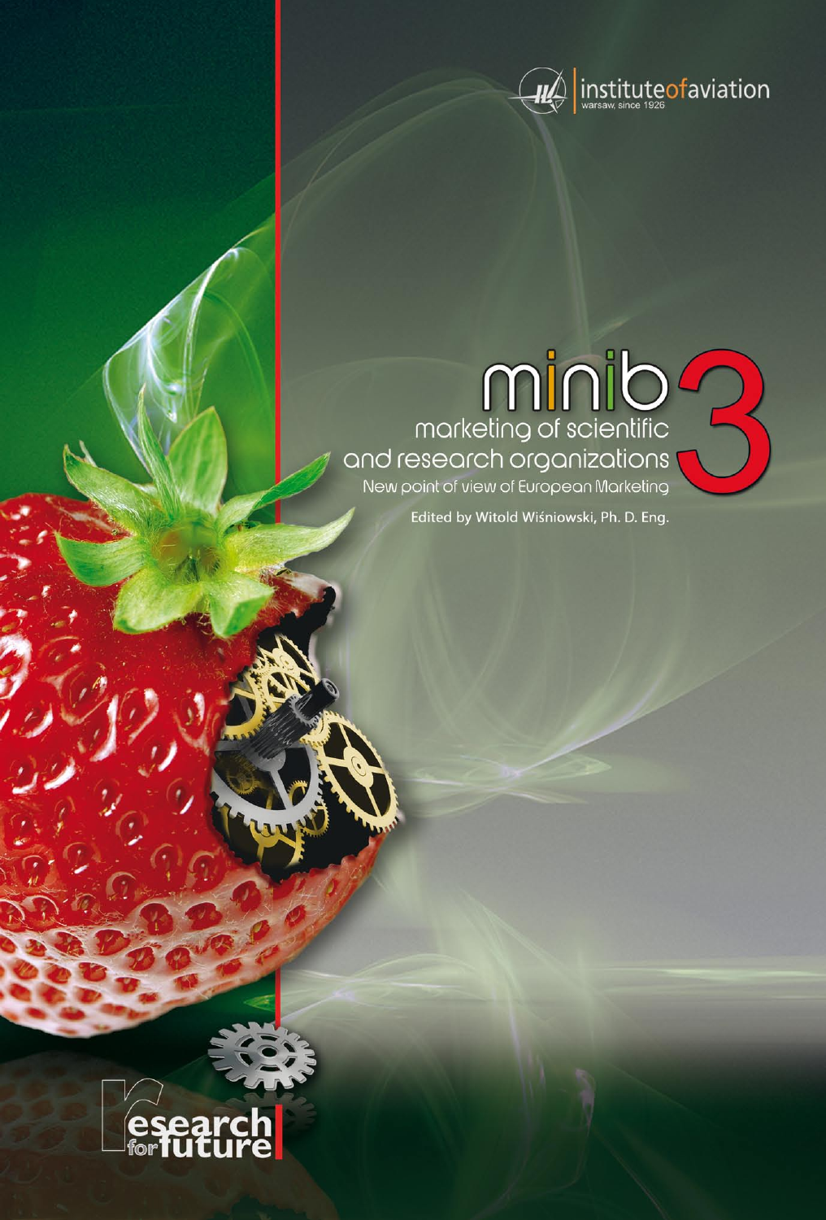institute of aviation
warsaw, since 1926

# minib 3

## marketing of scientific and research organizations

New point of view of European Marketing

Edited by Witold Wiśniowski, Ph. D. Eng.

research for future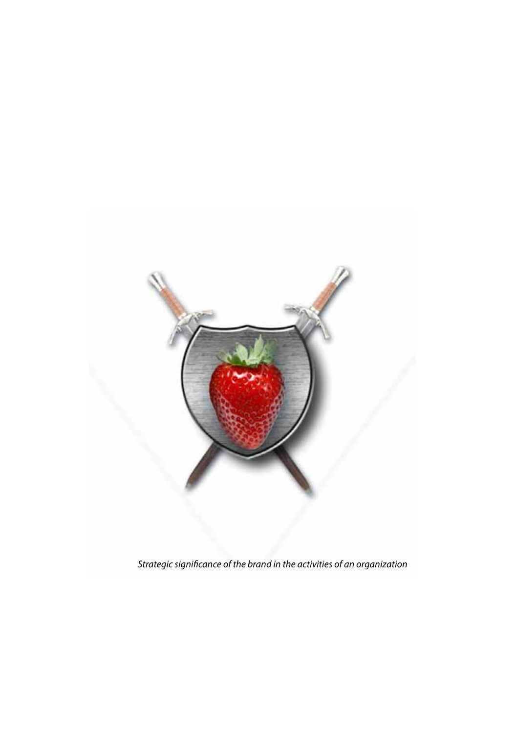*Strategic significance of the brand in the activities of an organization*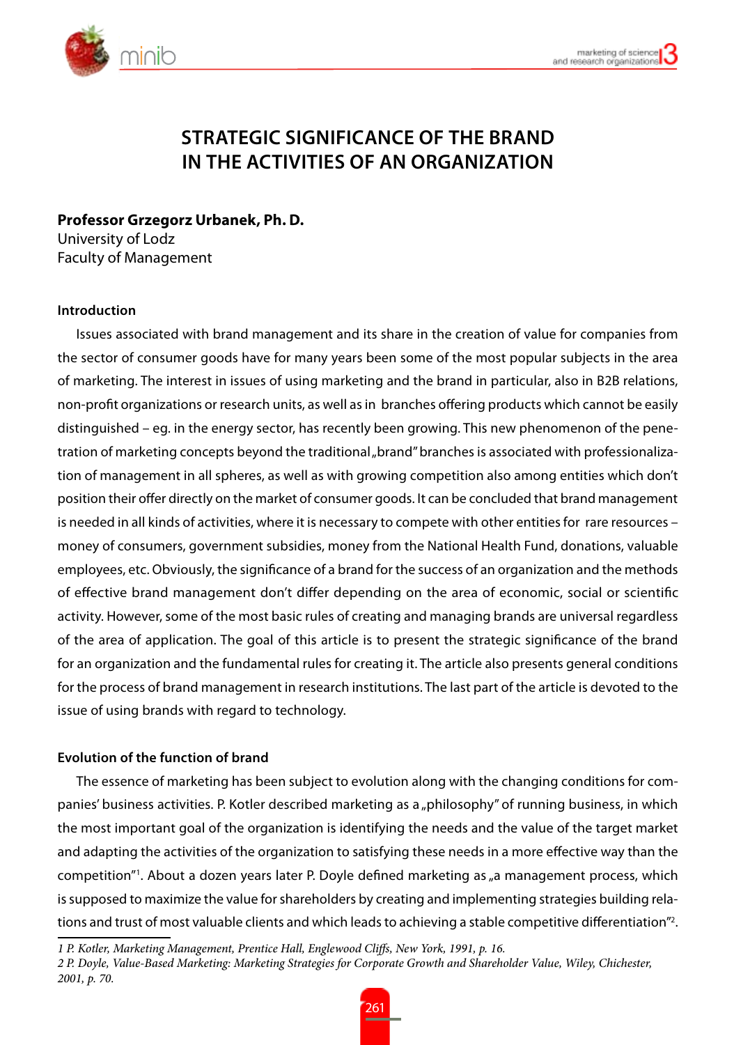# STRATEGIC SIGNIFICANCE OF THE BRAND IN THE ACTIVITIES OF AN ORGANIZATION

**Professor Grzegorz Urbanek, Ph. D.**
University of Lodz
Faculty of Management

### Introduction

Issues associated with brand management and its share in the creation of value for companies from the sector of consumer goods have for many years been some of the most popular subjects in the area of marketing. The interest in issues of using marketing and the brand in particular, also in B2B relations, non-profit organizations or research units, as well as in branches offering products which cannot be easily distinguished – eg. in the energy sector, has recently been growing. This new phenomenon of the penetration of marketing concepts beyond the traditional „brand" branches is associated with professionalization of management in all spheres, as well as with growing competition also among entities which don't position their offer directly on the market of consumer goods. It can be concluded that brand management is needed in all kinds of activities, where it is necessary to compete with other entities for rare resources – money of consumers, government subsidies, money from the National Health Fund, donations, valuable employees, etc. Obviously, the significance of a brand for the success of an organization and the methods of effective brand management don't differ depending on the area of economic, social or scientific activity. However, some of the most basic rules of creating and managing brands are universal regardless of the area of application. The goal of this article is to present the strategic significance of the brand for an organization and the fundamental rules for creating it. The article also presents general conditions for the process of brand management in research institutions. The last part of the article is devoted to the issue of using brands with regard to technology.

### Evolution of the function of brand

The essence of marketing has been subject to evolution along with the changing conditions for companies' business activities. P. Kotler described marketing as a „philosophy" of running business, in which the most important goal of the organization is identifying the needs and the value of the target market and adapting the activities of the organization to satisfying these needs in a more effective way than the competition"[1]. About a dozen years later P. Doyle defined marketing as „a management process, which is supposed to maximize the value for shareholders by creating and implementing strategies building relations and trust of most valuable clients and which leads to achieving a stable competitive differentiation"[2].

---

*1 P. Kotler, Marketing Management, Prentice Hall, Englewood Cliffs, New York, 1991, p. 16.*

*2 P. Doyle, Value-Based Marketing: Marketing Strategies for Corporate Growth and Shareholder Value, Wiley, Chichester, 2001, p. 70.*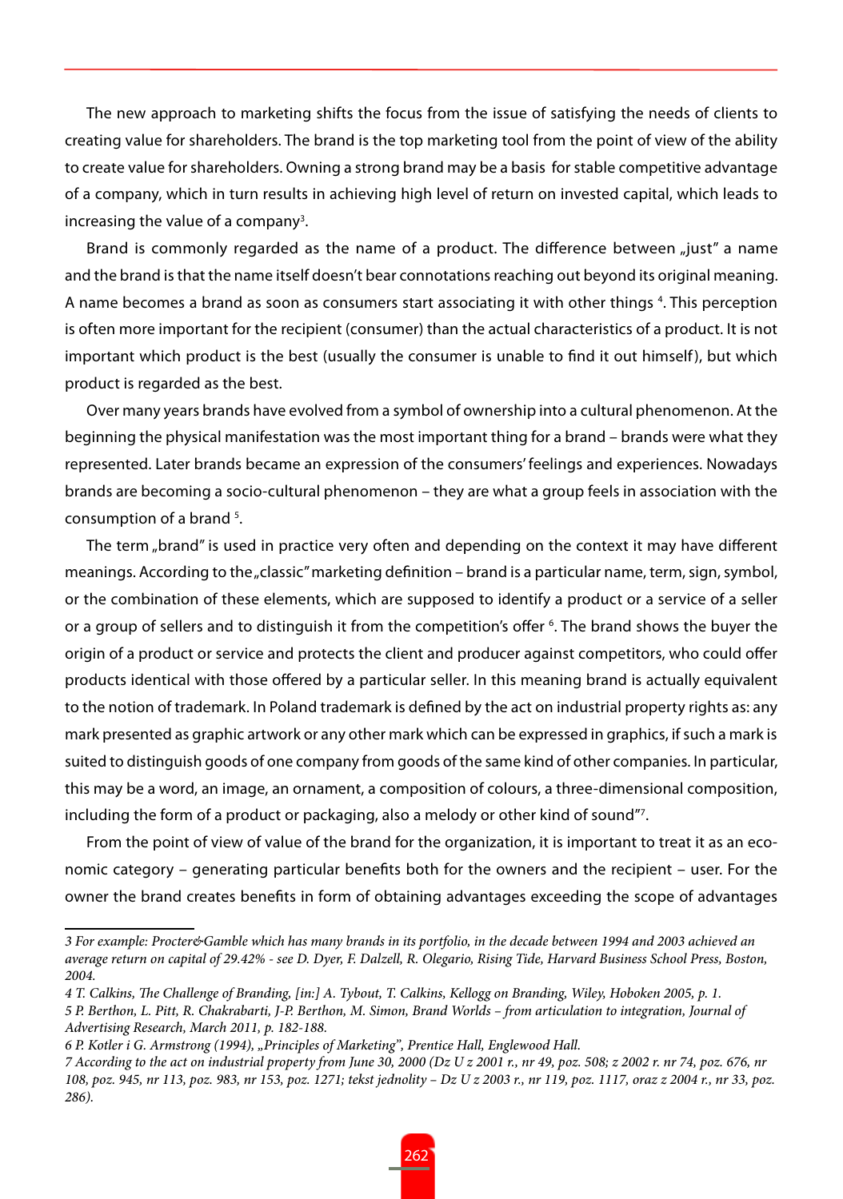The new approach to marketing shifts the focus from the issue of satisfying the needs of clients to creating value for shareholders. The brand is the top marketing tool from the point of view of the ability to create value for shareholders. Owning a strong brand may be a basis for stable competitive advantage of a company, which in turn results in achieving high level of return on invested capital, which leads to increasing the value of a company[3].

Brand is commonly regarded as the name of a product. The difference between „just" a name and the brand is that the name itself doesn't bear connotations reaching out beyond its original meaning. A name becomes a brand as soon as consumers start associating it with other things [4]. This perception is often more important for the recipient (consumer) than the actual characteristics of a product. It is not important which product is the best (usually the consumer is unable to find it out himself), but which product is regarded as the best.

Over many years brands have evolved from a symbol of ownership into a cultural phenomenon. At the beginning the physical manifestation was the most important thing for a brand – brands were what they represented. Later brands became an expression of the consumers' feelings and experiences. Nowadays brands are becoming a socio-cultural phenomenon – they are what a group feels in association with the consumption of a brand [5].

The term „brand" is used in practice very often and depending on the context it may have different meanings. According to the „classic" marketing definition – brand is a particular name, term, sign, symbol, or the combination of these elements, which are supposed to identify a product or a service of a seller or a group of sellers and to distinguish it from the competition's offer [6]. The brand shows the buyer the origin of a product or service and protects the client and producer against competitors, who could offer products identical with those offered by a particular seller. In this meaning brand is actually equivalent to the notion of trademark. In Poland trademark is defined by the act on industrial property rights as: any mark presented as graphic artwork or any other mark which can be expressed in graphics, if such a mark is suited to distinguish goods of one company from goods of the same kind of other companies. In particular, this may be a word, an image, an ornament, a composition of colours, a three-dimensional composition, including the form of a product or packaging, also a melody or other kind of sound"[7].

From the point of view of value of the brand for the organization, it is important to treat it as an economic category – generating particular benefits both for the owners and the recipient – user. For the owner the brand creates benefits in form of obtaining advantages exceeding the scope of advantages

---

*3 For example: Procter&Gamble which has many brands in its portfolio, in the decade between 1994 and 2003 achieved an average return on capital of 29.42% - see D. Dyer, F. Dalzell, R. Olegario, Rising Tide, Harvard Business School Press, Boston, 2004.*

*4 T. Calkins, The Challenge of Branding, [in:] A. Tybout, T. Calkins, Kellogg on Branding, Wiley, Hoboken 2005, p. 1.*

*5 P. Berthon, L. Pitt, R. Chakrabarti, J-P. Berthon, M. Simon, Brand Worlds – from articulation to integration, Journal of Advertising Research, March 2011, p. 182-188.*

*6 P. Kotler i G. Armstrong (1994), „Principles of Marketing", Prentice Hall, Englewood Hall.*

*7 According to the act on industrial property from June 30, 2000 (Dz U z 2001 r., nr 49, poz. 508; z 2002 r. nr 74, poz. 676, nr 108, poz. 945, nr 113, poz. 983, nr 153, poz. 1271; tekst jednolity – Dz U z 2003 r., nr 119, poz. 1117, oraz z 2004 r., nr 33, poz. 286).*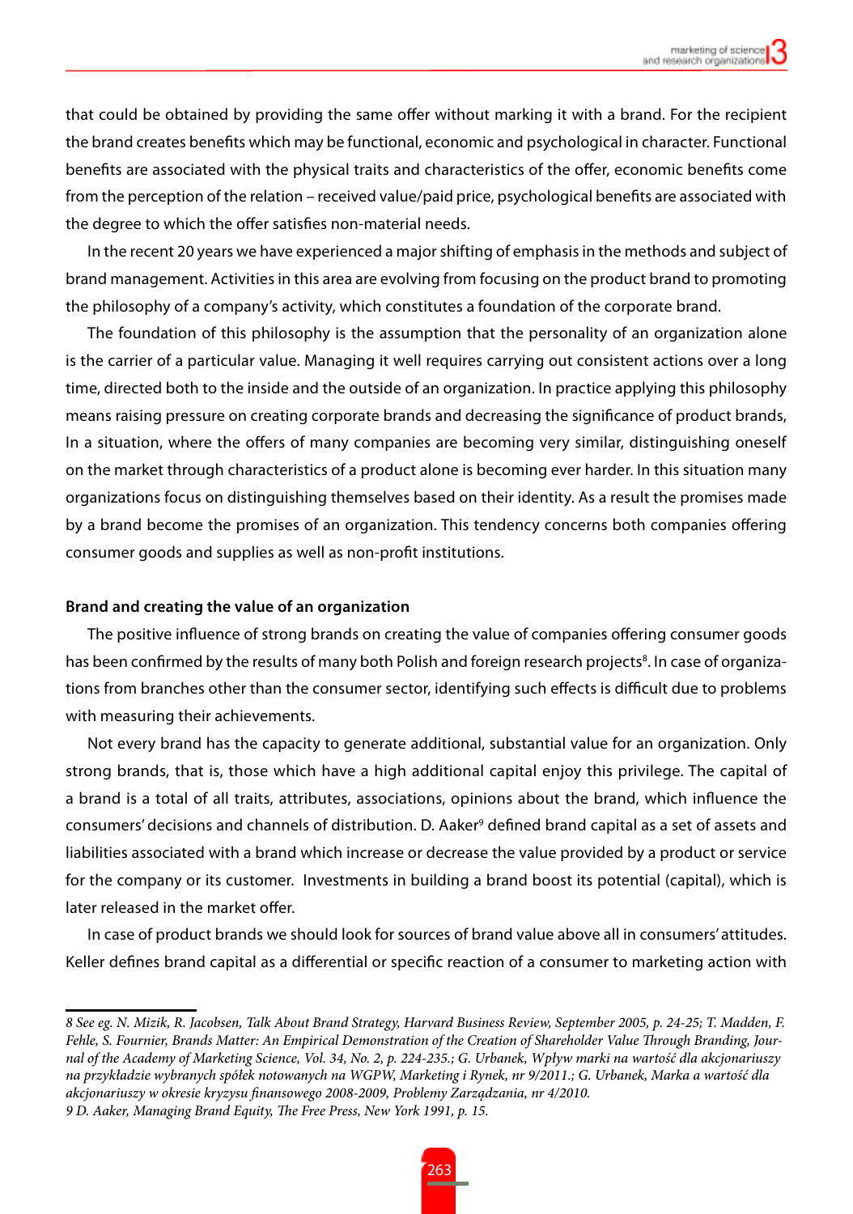that could be obtained by providing the same offer without marking it with a brand. For the recipient the brand creates benefits which may be functional, economic and psychological in character. Functional benefits are associated with the physical traits and characteristics of the offer, economic benefits come from the perception of the relation – received value/paid price, psychological benefits are associated with the degree to which the offer satisfies non-material needs.

In the recent 20 years we have experienced a major shifting of emphasis in the methods and subject of brand management. Activities in this area are evolving from focusing on the product brand to promoting the philosophy of a company's activity, which constitutes a foundation of the corporate brand.

The foundation of this philosophy is the assumption that the personality of an organization alone is the carrier of a particular value. Managing it well requires carrying out consistent actions over a long time, directed both to the inside and the outside of an organization. In practice applying this philosophy means raising pressure on creating corporate brands and decreasing the significance of product brands, In a situation, where the offers of many companies are becoming very similar, distinguishing oneself on the market through characteristics of a product alone is becoming ever harder. In this situation many organizations focus on distinguishing themselves based on their identity. As a result the promises made by a brand become the promises of an organization. This tendency concerns both companies offering consumer goods and supplies as well as non-profit institutions.

**Brand and creating the value of an organization**

The positive influence of strong brands on creating the value of companies offering consumer goods has been confirmed by the results of many both Polish and foreign research projects[8]. In case of organizations from branches other than the consumer sector, identifying such effects is difficult due to problems with measuring their achievements.

Not every brand has the capacity to generate additional, substantial value for an organization. Only strong brands, that is, those which have a high additional capital enjoy this privilege. The capital of a brand is a total of all traits, attributes, associations, opinions about the brand, which influence the consumers' decisions and channels of distribution. D. Aaker[9] defined brand capital as a set of assets and liabilities associated with a brand which increase or decrease the value provided by a product or service for the company or its customer. Investments in building a brand boost its potential (capital), which is later released in the market offer.

In case of product brands we should look for sources of brand value above all in consumers' attitudes. Keller defines brand capital as a differential or specific reaction of a consumer to marketing action with

---

*8 See eg. N. Mizik, R. Jacobsen, Talk About Brand Strategy, Harvard Business Review, September 2005, p. 24-25; T. Madden, F. Fehle, S. Fournier, Brands Matter: An Empirical Demonstration of the Creation of Shareholder Value Through Branding, Journal of the Academy of Marketing Science, Vol. 34, No. 2, p. 224-235.; G. Urbanek, Wpływ marki na wartość dla akcjonariuszy na przykładzie wybranych spółek notowanych na WGPW, Marketing i Rynek, nr 9/2011.; G. Urbanek, Marka a wartość dla akcjonariuszy w okresie kryzysu finansowego 2008-2009, Problemy Zarządzania, nr 4/2010.*

*9 D. Aaker, Managing Brand Equity, The Free Press, New York 1991, p. 15.*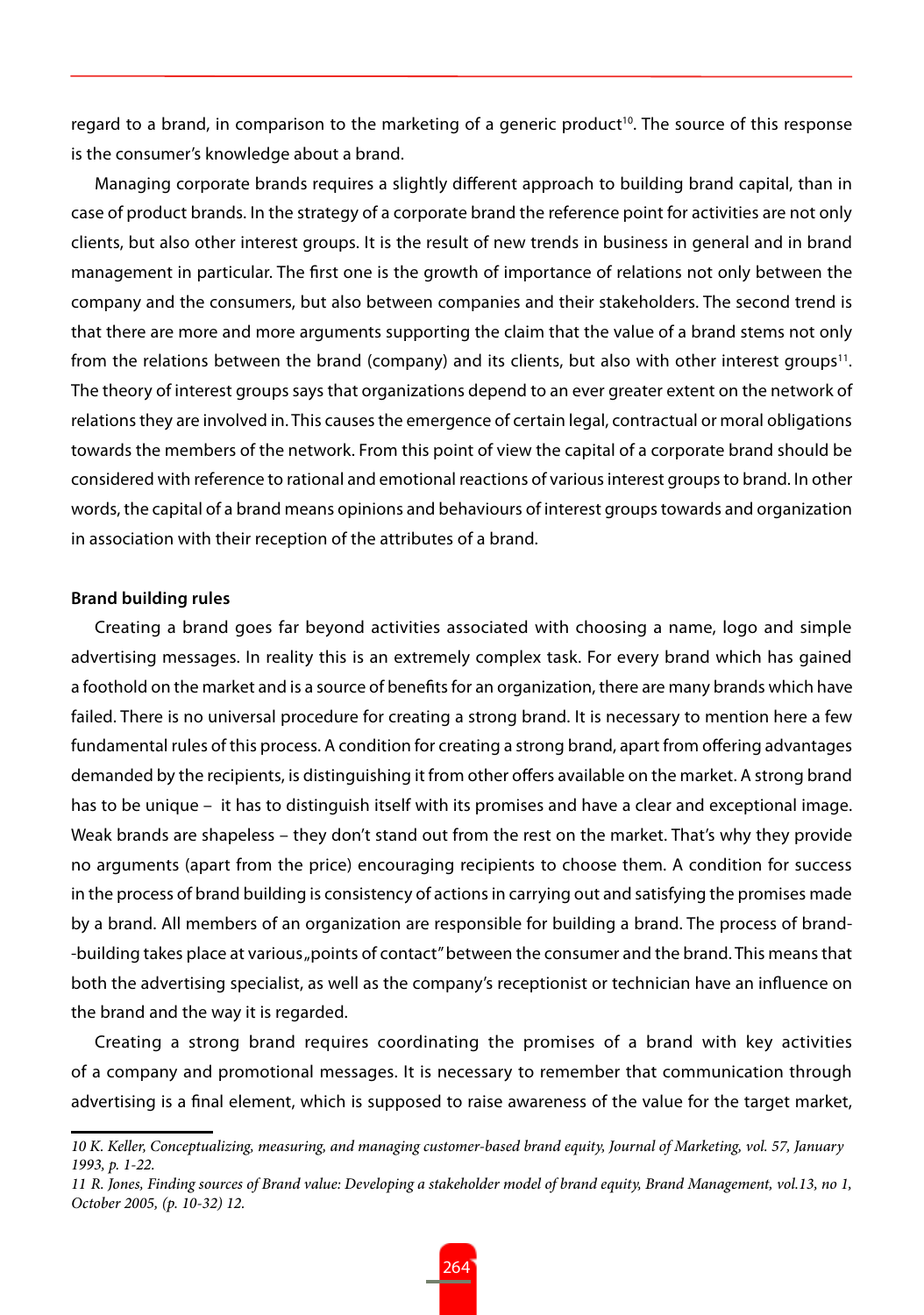regard to a brand, in comparison to the marketing of a generic product[10]. The source of this response is the consumer's knowledge about a brand.

Managing corporate brands requires a slightly different approach to building brand capital, than in case of product brands. In the strategy of a corporate brand the reference point for activities are not only clients, but also other interest groups. It is the result of new trends in business in general and in brand management in particular. The first one is the growth of importance of relations not only between the company and the consumers, but also between companies and their stakeholders. The second trend is that there are more and more arguments supporting the claim that the value of a brand stems not only from the relations between the brand (company) and its clients, but also with other interest groups[11]. The theory of interest groups says that organizations depend to an ever greater extent on the network of relations they are involved in. This causes the emergence of certain legal, contractual or moral obligations towards the members of the network. From this point of view the capital of a corporate brand should be considered with reference to rational and emotional reactions of various interest groups to brand. In other words, the capital of a brand means opinions and behaviours of interest groups towards and organization in association with their reception of the attributes of a brand.

**Brand building rules**

Creating a brand goes far beyond activities associated with choosing a name, logo and simple advertising messages. In reality this is an extremely complex task. For every brand which has gained a foothold on the market and is a source of benefits for an organization, there are many brands which have failed. There is no universal procedure for creating a strong brand. It is necessary to mention here a few fundamental rules of this process. A condition for creating a strong brand, apart from offering advantages demanded by the recipients, is distinguishing it from other offers available on the market. A strong brand has to be unique – it has to distinguish itself with its promises and have a clear and exceptional image. Weak brands are shapeless – they don't stand out from the rest on the market. That's why they provide no arguments (apart from the price) encouraging recipients to choose them. A condition for success in the process of brand building is consistency of actions in carrying out and satisfying the promises made by a brand. All members of an organization are responsible for building a brand. The process of brand-building takes place at various „points of contact" between the consumer and the brand. This means that both the advertising specialist, as well as the company's receptionist or technician have an influence on the brand and the way it is regarded.

Creating a strong brand requires coordinating the promises of a brand with key activities of a company and promotional messages. It is necessary to remember that communication through advertising is a final element, which is supposed to raise awareness of the value for the target market,

---

*10 K. Keller, Conceptualizing, measuring, and managing customer-based brand equity, Journal of Marketing, vol. 57, January 1993, p. 1-22.*

*11 R. Jones, Finding sources of Brand value: Developing a stakeholder model of brand equity, Brand Management, vol.13, no 1, October 2005, (p. 10-32) 12.*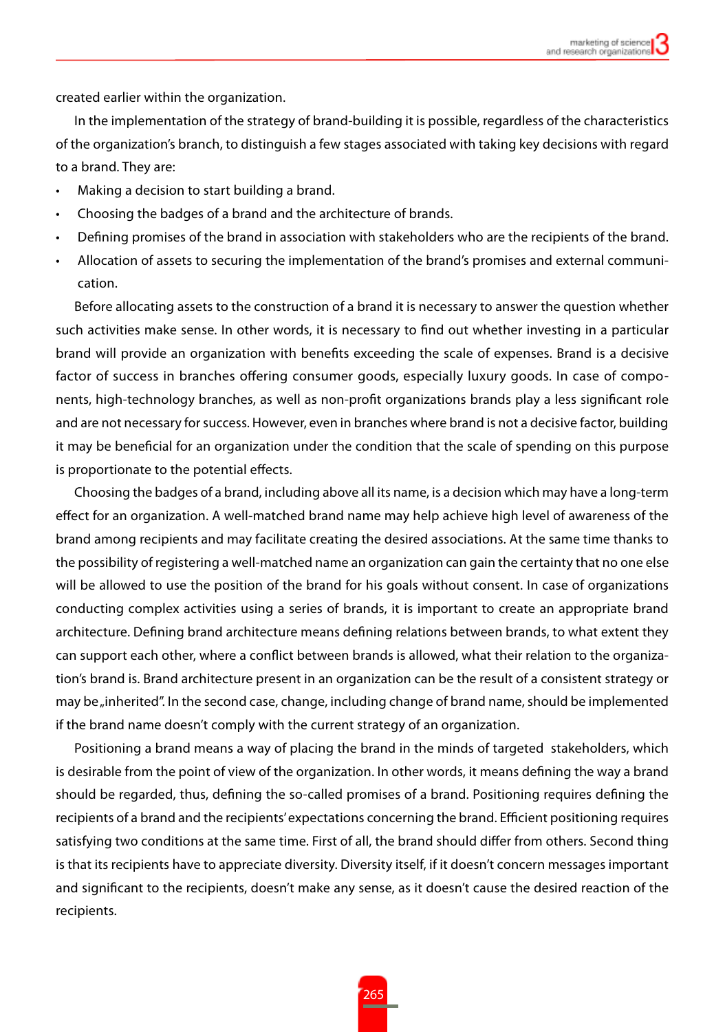created earlier within the organization.

In the implementation of the strategy of brand-building it is possible, regardless of the characteristics of the organization's branch, to distinguish a few stages associated with taking key decisions with regard to a brand. They are:

- Making a decision to start building a brand.
- Choosing the badges of a brand and the architecture of brands.
- Defining promises of the brand in association with stakeholders who are the recipients of the brand.
- Allocation of assets to securing the implementation of the brand's promises and external communication.

Before allocating assets to the construction of a brand it is necessary to answer the question whether such activities make sense. In other words, it is necessary to find out whether investing in a particular brand will provide an organization with benefits exceeding the scale of expenses. Brand is a decisive factor of success in branches offering consumer goods, especially luxury goods. In case of components, high-technology branches, as well as non-profit organizations brands play a less significant role and are not necessary for success. However, even in branches where brand is not a decisive factor, building it may be beneficial for an organization under the condition that the scale of spending on this purpose is proportionate to the potential effects.

Choosing the badges of a brand, including above all its name, is a decision which may have a long-term effect for an organization. A well-matched brand name may help achieve high level of awareness of the brand among recipients and may facilitate creating the desired associations. At the same time thanks to the possibility of registering a well-matched name an organization can gain the certainty that no one else will be allowed to use the position of the brand for his goals without consent. In case of organizations conducting complex activities using a series of brands, it is important to create an appropriate brand architecture. Defining brand architecture means defining relations between brands, to what extent they can support each other, where a conflict between brands is allowed, what their relation to the organization's brand is. Brand architecture present in an organization can be the result of a consistent strategy or may be „inherited". In the second case, change, including change of brand name, should be implemented if the brand name doesn't comply with the current strategy of an organization.

Positioning a brand means a way of placing the brand in the minds of targeted stakeholders, which is desirable from the point of view of the organization. In other words, it means defining the way a brand should be regarded, thus, defining the so-called promises of a brand. Positioning requires defining the recipients of a brand and the recipients' expectations concerning the brand. Efficient positioning requires satisfying two conditions at the same time. First of all, the brand should differ from others. Second thing is that its recipients have to appreciate diversity. Diversity itself, if it doesn't concern messages important and significant to the recipients, doesn't make any sense, as it doesn't cause the desired reaction of the recipients.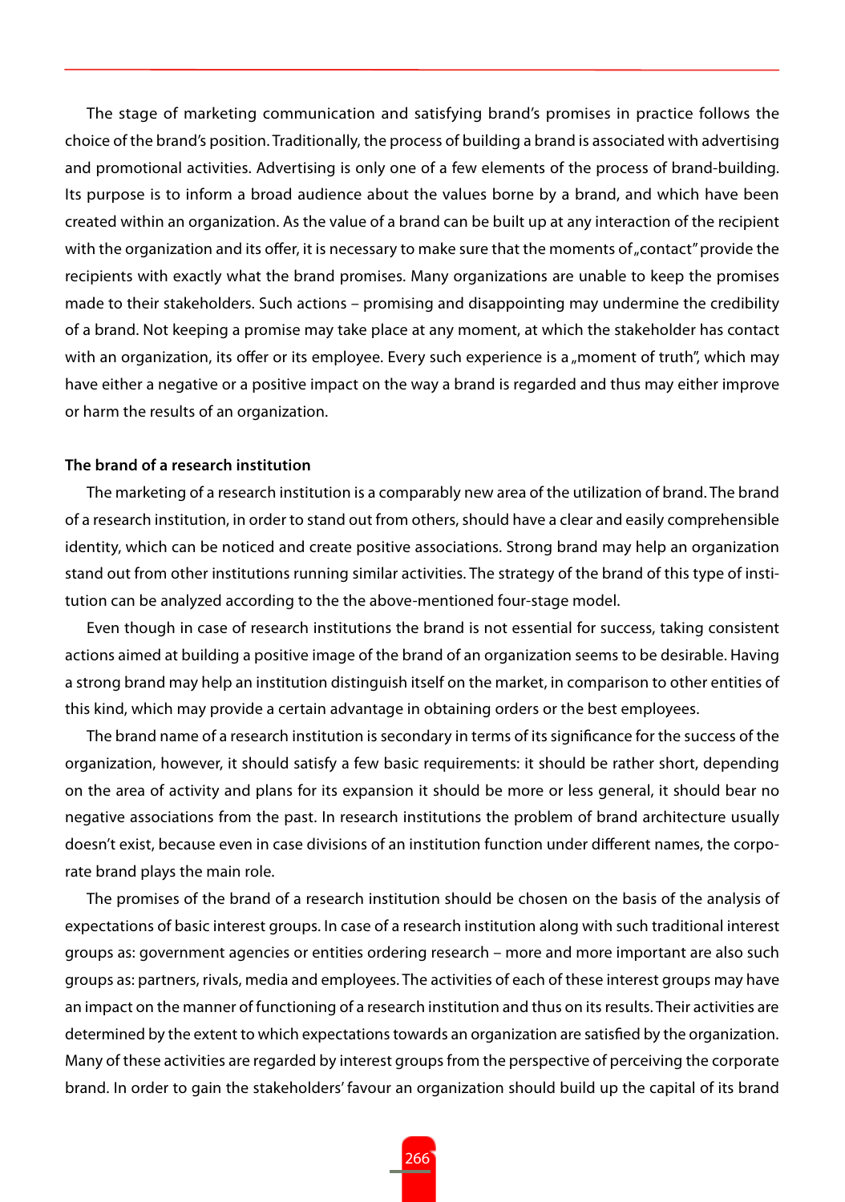The stage of marketing communication and satisfying brand's promises in practice follows the choice of the brand's position. Traditionally, the process of building a brand is associated with advertising and promotional activities. Advertising is only one of a few elements of the process of brand-building. Its purpose is to inform a broad audience about the values borne by a brand, and which have been created within an organization. As the value of a brand can be built up at any interaction of the recipient with the organization and its offer, it is necessary to make sure that the moments of „contact" provide the recipients with exactly what the brand promises. Many organizations are unable to keep the promises made to their stakeholders. Such actions – promising and disappointing may undermine the credibility of a brand. Not keeping a promise may take place at any moment, at which the stakeholder has contact with an organization, its offer or its employee. Every such experience is a „moment of truth", which may have either a negative or a positive impact on the way a brand is regarded and thus may either improve or harm the results of an organization.

**The brand of a research institution**

The marketing of a research institution is a comparably new area of the utilization of brand. The brand of a research institution, in order to stand out from others, should have a clear and easily comprehensible identity, which can be noticed and create positive associations. Strong brand may help an organization stand out from other institutions running similar activities. The strategy of the brand of this type of institution can be analyzed according to the the above-mentioned four-stage model.

Even though in case of research institutions the brand is not essential for success, taking consistent actions aimed at building a positive image of the brand of an organization seems to be desirable. Having a strong brand may help an institution distinguish itself on the market, in comparison to other entities of this kind, which may provide a certain advantage in obtaining orders or the best employees.

The brand name of a research institution is secondary in terms of its significance for the success of the organization, however, it should satisfy a few basic requirements: it should be rather short, depending on the area of activity and plans for its expansion it should be more or less general, it should bear no negative associations from the past. In research institutions the problem of brand architecture usually doesn't exist, because even in case divisions of an institution function under different names, the corporate brand plays the main role.

The promises of the brand of a research institution should be chosen on the basis of the analysis of expectations of basic interest groups. In case of a research institution along with such traditional interest groups as: government agencies or entities ordering research – more and more important are also such groups as: partners, rivals, media and employees. The activities of each of these interest groups may have an impact on the manner of functioning of a research institution and thus on its results. Their activities are determined by the extent to which expectations towards an organization are satisfied by the organization. Many of these activities are regarded by interest groups from the perspective of perceiving the corporate brand. In order to gain the stakeholders' favour an organization should build up the capital of its brand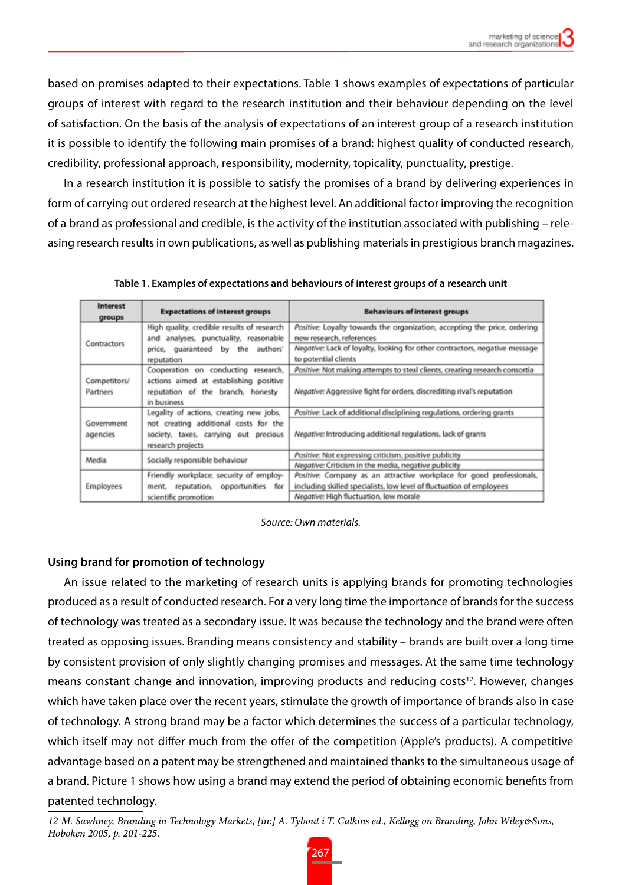based on promises adapted to their expectations. Table 1 shows examples of expectations of particular groups of interest with regard to the research institution and their behaviour depending on the level of satisfaction. On the basis of the analysis of expectations of an interest group of a research institution it is possible to identify the following main promises of a brand: highest quality of conducted research, credibility, professional approach, responsibility, modernity, topicality, punctuality, prestige.

In a research institution it is possible to satisfy the promises of a brand by delivering experiences in form of carrying out ordered research at the highest level. An additional factor improving the recognition of a brand as professional and credible, is the activity of the institution associated with publishing – releasing research results in own publications, as well as publishing materials in prestigious branch magazines.

**Table 1. Examples of expectations and behaviours of interest groups of a research unit**

| Interest groups | Expectations of interest groups | Behaviours of interest groups |
|---|---|---|
| Contractors | High quality, credible results of research and analyses, punctuality, reasonable price, guaranteed by the authors' reputation | *Positive:* Loyalty towards the organization, accepting the price, ordering new research, references |
| | | *Negative:* Lack of loyalty, looking for other contractors, negative message to potential clients |
| Competitors/ Partners | Cooperation on conducting research, actions aimed at establishing positive reputation of the branch, honesty in business | *Positive:* Not making attempts to steal clients, creating research consortia |
| | | *Negative:* Aggressive fight for orders, discrediting rival's reputation |
| Government agencies | Legality of actions, creating new jobs, not creating additional costs for the society, taxes, carrying out precious research projects | *Positive:* Lack of additional disciplining regulations, ordering grants |
| | | *Negative:* Introducing additional regulations, lack of grants |
| Media | Socially responsible behaviour | *Positive:* Not expressing criticism, positive publicity |
| | | *Negative:* Criticism in the media, negative publicity |
| Employees | Friendly workplace, security of employment, reputation, opportunities for scientific promotion | *Positive:* Company as an attractive workplace for good professionals, including skilled specialists, low level of fluctuation of employees |
| | | *Negative:* High fluctuation, low morale |

*Source: Own materials.*

### Using brand for promotion of technology

An issue related to the marketing of research units is applying brands for promoting technologies produced as a result of conducted research. For a very long time the importance of brands for the success of technology was treated as a secondary issue. It was because the technology and the brand were often treated as opposing issues. Branding means consistency and stability – brands are built over a long time by consistent provision of only slightly changing promises and messages. At the same time technology means constant change and innovation, improving products and reducing costs[12]. However, changes which have taken place over the recent years, stimulate the growth of importance of brands also in case of technology. A strong brand may be a factor which determines the success of a particular technology, which itself may not differ much from the offer of the competition (Apple's products). A competitive advantage based on a patent may be strengthened and maintained thanks to the simultaneous usage of a brand. Picture 1 shows how using a brand may extend the period of obtaining economic benefits from patented technology.

*12 M. Sawhney, Branding in Technology Markets, [in:] A. Tybout i T. Calkins ed., Kellogg on Branding, John Wiley&Sons, Hoboken 2005, p. 201-225.*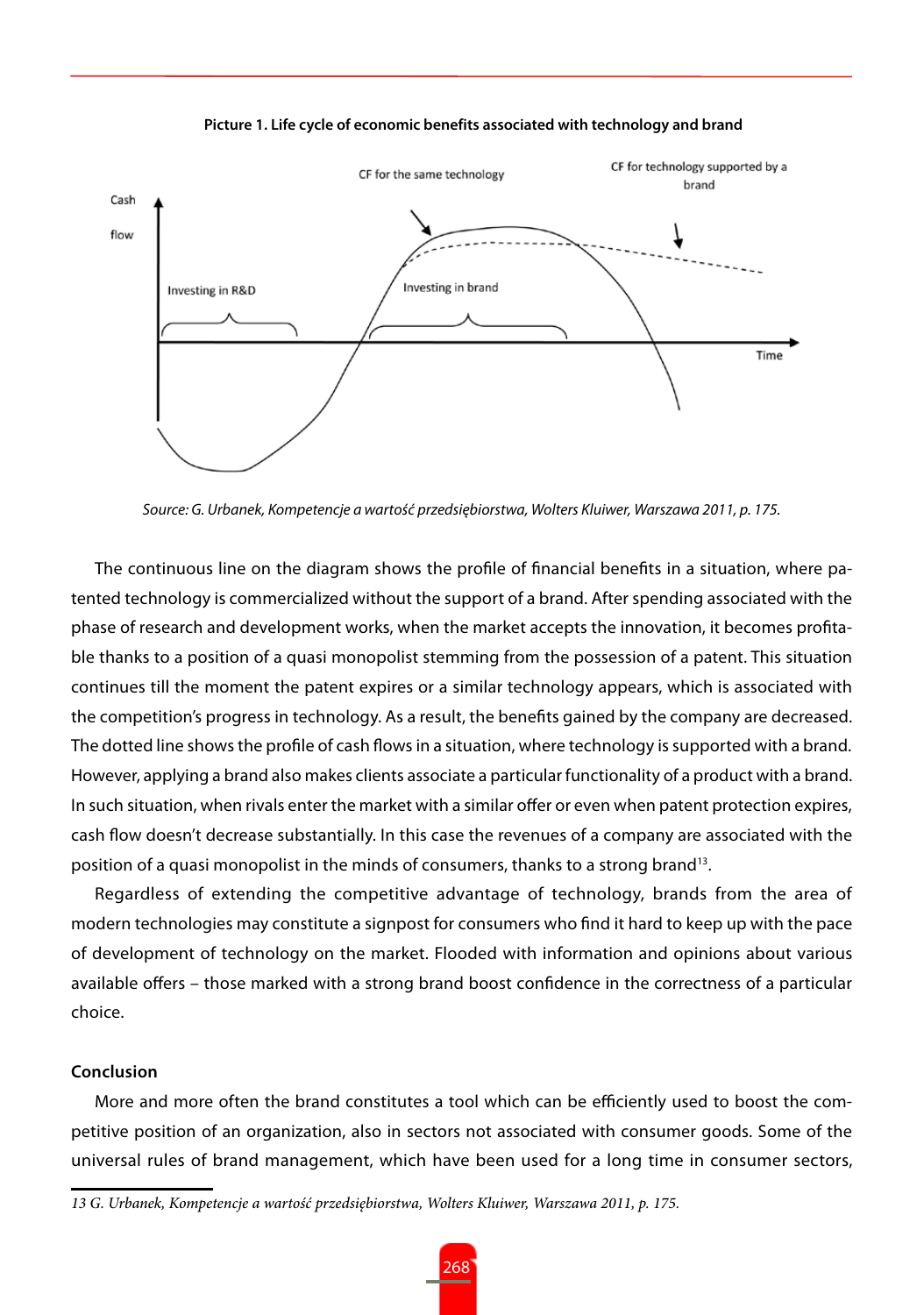**Picture 1. Life cycle of economic benefits associated with technology and brand**

*Source: G. Urbanek, Kompetencje a wartość przedsiębiorstwa, Wolters Kluiwer, Warszawa 2011, p. 175.*

The continuous line on the diagram shows the profile of financial benefits in a situation, where patented technology is commercialized without the support of a brand. After spending associated with the phase of research and development works, when the market accepts the innovation, it becomes profitable thanks to a position of a quasi monopolist stemming from the possession of a patent. This situation continues till the moment the patent expires or a similar technology appears, which is associated with the competition's progress in technology. As a result, the benefits gained by the company are decreased. The dotted line shows the profile of cash flows in a situation, where technology is supported with a brand. However, applying a brand also makes clients associate a particular functionality of a product with a brand. In such situation, when rivals enter the market with a similar offer or even when patent protection expires, cash flow doesn't decrease substantially. In this case the revenues of a company are associated with the position of a quasi monopolist in the minds of consumers, thanks to a strong brand[13].

Regardless of extending the competitive advantage of technology, brands from the area of modern technologies may constitute a signpost for consumers who find it hard to keep up with the pace of development of technology on the market. Flooded with information and opinions about various available offers – those marked with a strong brand boost confidence in the correctness of a particular choice.

## Conclusion

More and more often the brand constitutes a tool which can be efficiently used to boost the competitive position of an organization, also in sectors not associated with consumer goods. Some of the universal rules of brand management, which have been used for a long time in consumer sectors,

*13 G. Urbanek, Kompetencje a wartość przedsiębiorstwa, Wolters Kluiwer, Warszawa 2011, p. 175.*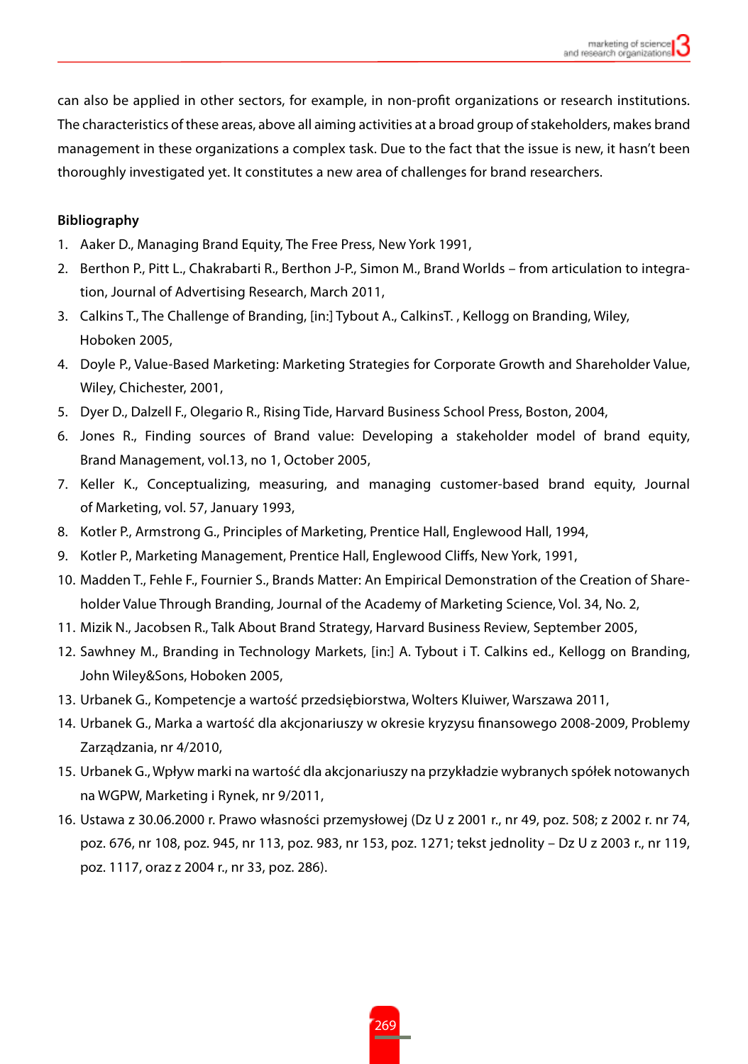can also be applied in other sectors, for example, in non-profit organizations or research institutions. The characteristics of these areas, above all aiming activities at a broad group of stakeholders, makes brand management in these organizations a complex task. Due to the fact that the issue is new, it hasn't been thoroughly investigated yet. It constitutes a new area of challenges for brand researchers.

**Bibliography**

1. Aaker D., Managing Brand Equity, The Free Press, New York 1991,
2. Berthon P., Pitt L., Chakrabarti R., Berthon J-P., Simon M., Brand Worlds – from articulation to integration, Journal of Advertising Research, March 2011,
3. Calkins T., The Challenge of Branding, [in:] Tybout A., CalkinsT. , Kellogg on Branding, Wiley, Hoboken 2005,
4. Doyle P., Value-Based Marketing: Marketing Strategies for Corporate Growth and Shareholder Value, Wiley, Chichester, 2001,
5. Dyer D., Dalzell F., Olegario R., Rising Tide, Harvard Business School Press, Boston, 2004,
6. Jones R., Finding sources of Brand value: Developing a stakeholder model of brand equity, Brand Management, vol.13, no 1, October 2005,
7. Keller K., Conceptualizing, measuring, and managing customer-based brand equity, Journal of Marketing, vol. 57, January 1993,
8. Kotler P., Armstrong G., Principles of Marketing, Prentice Hall, Englewood Hall, 1994,
9. Kotler P., Marketing Management, Prentice Hall, Englewood Cliffs, New York, 1991,
10. Madden T., Fehle F., Fournier S., Brands Matter: An Empirical Demonstration of the Creation of Shareholder Value Through Branding, Journal of the Academy of Marketing Science, Vol. 34, No. 2,
11. Mizik N., Jacobsen R., Talk About Brand Strategy, Harvard Business Review, September 2005,
12. Sawhney M., Branding in Technology Markets, [in:] A. Tybout i T. Calkins ed., Kellogg on Branding, John Wiley&Sons, Hoboken 2005,
13. Urbanek G., Kompetencje a wartość przedsiębiorstwa, Wolters Kluiwer, Warszawa 2011,
14. Urbanek G., Marka a wartość dla akcjonariuszy w okresie kryzysu finansowego 2008-2009, Problemy Zarządzania, nr 4/2010,
15. Urbanek G., Wpływ marki na wartość dla akcjonariuszy na przykładzie wybranych spółek notowanych na WGPW, Marketing i Rynek, nr 9/2011,
16. Ustawa z 30.06.2000 r. Prawo własności przemysłowej (Dz U z 2001 r., nr 49, poz. 508; z 2002 r. nr 74, poz. 676, nr 108, poz. 945, nr 113, poz. 983, nr 153, poz. 1271; tekst jednolity – Dz U z 2003 r., nr 119, poz. 1117, oraz z 2004 r., nr 33, poz. 286).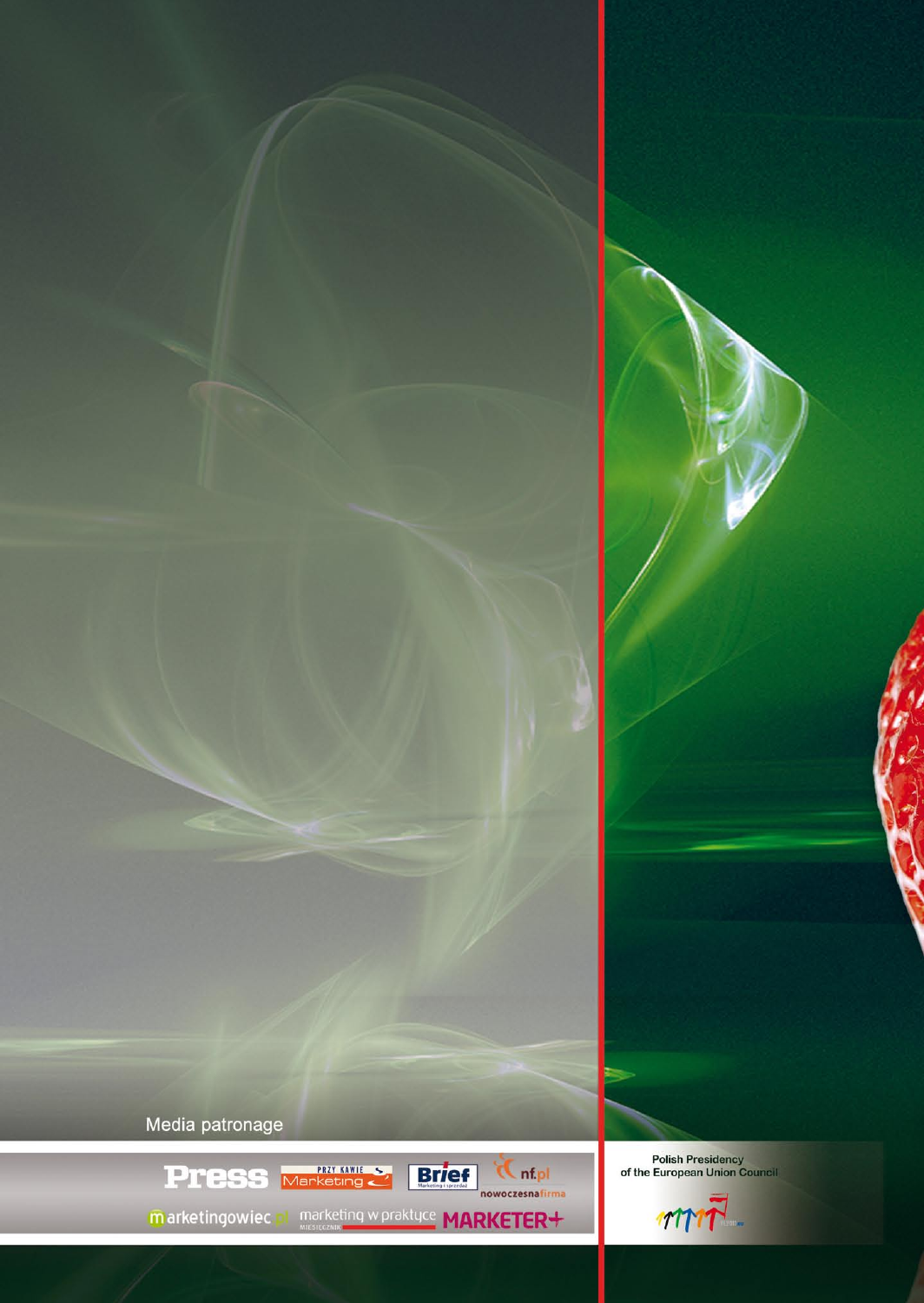Media patronage

Press

PRZY KAWIE Marketing

Brief Marketing i sprzedaż

nf.pl nowoczesnafirma

marketingowiec.pl

marketing w praktyce MIESIĘCZNIK

MARKETER+

Polish Presidency of the European Union Council